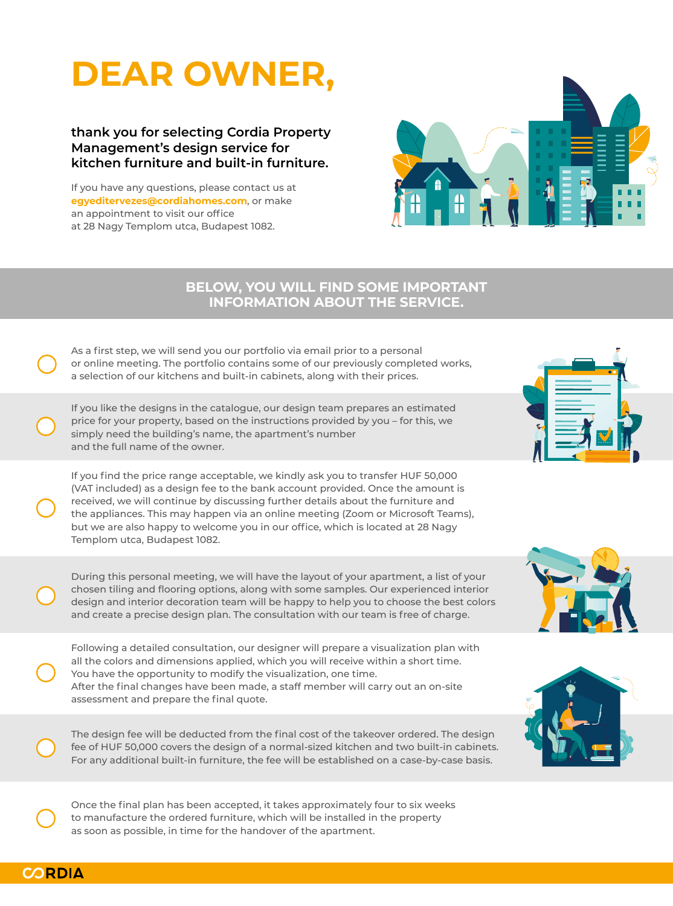# DEAR OWNER,

**thank you for selecting Cordia Property Management's design service for kitchen furniture and built-in furniture.**

If you have any questions, please contact us at **egyeditervezes@cordiahomes.com**, or make an appointment to visit our office at 28 Nagy Templom utca, Budapest 1082.

## BELOW, YOU WILL FIND SOME IMPORTANT INFORMATION ABOUT THE SERVICE.

- As a first step, we will send you our portfolio via email prior to a personal or online meeting. The portfolio contains some of our previously completed works, a selection of our kitchens and built-in cabinets, along with their prices.

- If you like the designs in the catalogue, our design team prepares an estimated price for your property, based on the instructions provided by you – for this, we simply need the building's name, the apartment's number and the full name of the owner.

- If you find the price range acceptable, we kindly ask you to transfer HUF 50,000 (VAT included) as a design fee to the bank account provided. Once the amount is received, we will continue by discussing further details about the furniture and the appliances. This may happen via an online meeting (Zoom or Microsoft Teams), but we are also happy to welcome you in our office, which is located at 28 Nagy Templom utca, Budapest 1082.

- During this personal meeting, we will have the layout of your apartment, a list of your chosen tiling and flooring options, along with some samples. Our experienced interior design and interior decoration team will be happy to help you to choose the best colors and create a precise design plan. The consultation with our team is free of charge.

- Following a detailed consultation, our designer will prepare a visualization plan with all the colors and dimensions applied, which you will receive within a short time. You have the opportunity to modify the visualization, one time. After the final changes have been made, a staff member will carry out an on-site assessment and prepare the final quote.

- The design fee will be deducted from the final cost of the takeover ordered. The design fee of HUF 50,000 covers the design of a normal-sized kitchen and two built-in cabinets. For any additional built-in furniture, the fee will be established on a case-by-case basis.

- Once the final plan has been accepted, it takes approximately four to six weeks to manufacture the ordered furniture, which will be installed in the property as soon as possible, in time for the handover of the apartment.

CORDIA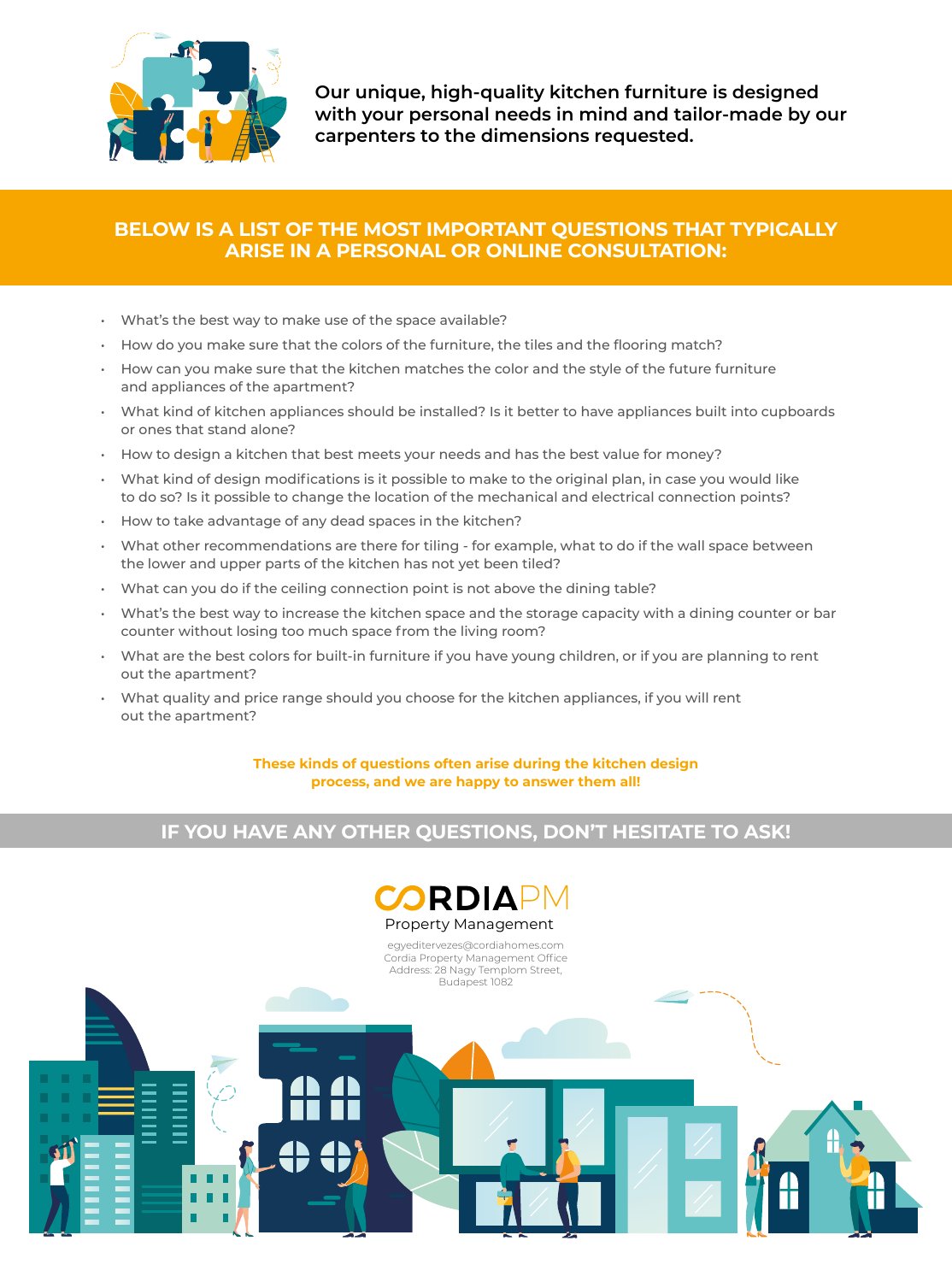**Our unique, high-quality kitchen furniture is designed with your personal needs in mind and tailor-made by our carpenters to the dimensions requested.**

## BELOW IS A LIST OF THE MOST IMPORTANT QUESTIONS THAT TYPICALLY ARISE IN A PERSONAL OR ONLINE CONSULTATION:

- What's the best way to make use of the space available?
- How do you make sure that the colors of the furniture, the tiles and the flooring match?
- How can you make sure that the kitchen matches the color and the style of the future furniture and appliances of the apartment?
- What kind of kitchen appliances should be installed? Is it better to have appliances built into cupboards or ones that stand alone?
- How to design a kitchen that best meets your needs and has the best value for money?
- What kind of design modifications is it possible to make to the original plan, in case you would like to do so? Is it possible to change the location of the mechanical and electrical connection points?
- How to take advantage of any dead spaces in the kitchen?
- What other recommendations are there for tiling - for example, what to do if the wall space between the lower and upper parts of the kitchen has not yet been tiled?
- What can you do if the ceiling connection point is not above the dining table?
- What's the best way to increase the kitchen space and the storage capacity with a dining counter or bar counter without losing too much space from the living room?
- What are the best colors for built-in furniture if you have young children, or if you are planning to rent out the apartment?
- What quality and price range should you choose for the kitchen appliances, if you will rent out the apartment?

**These kinds of questions often arise during the kitchen design process, and we are happy to answer them all!**

## IF YOU HAVE ANY OTHER QUESTIONS, DON'T HESITATE TO ASK!

CORDIAPM
Property Management

egyeditervezes@cordiahomes.com
Cordia Property Management Office
Address: 28 Nagy Templom Street,
Budapest 1082